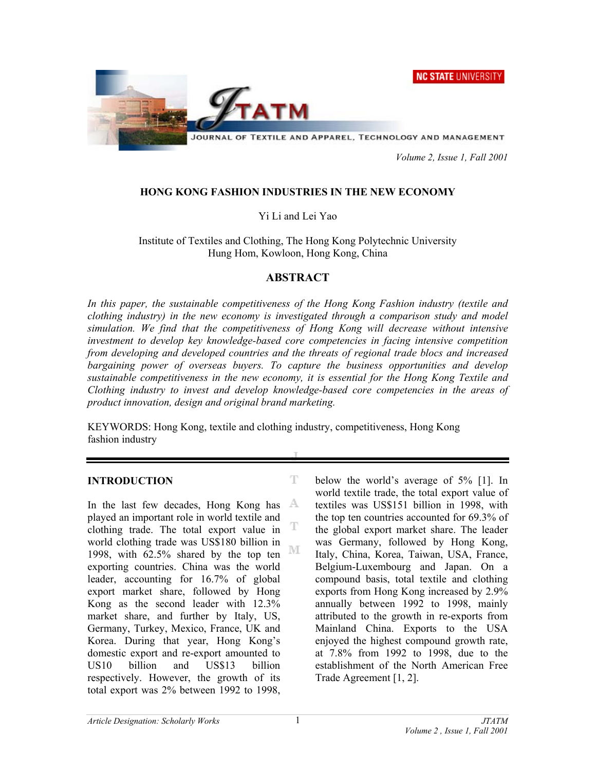# HONG KONG FASHION INDUSTRIES IN THE NEW ECONOMY

Yi Li and Lei Yao

Institute of Textiles and Clothing, The Hong Kong Polytechnic University
Hung Hom, Kowloon, Hong Kong, China

## ABSTRACT

*In this paper, the sustainable competitiveness of the Hong Kong Fashion industry (textile and clothing industry) in the new economy is investigated through a comparison study and model simulation. We find that the competitiveness of Hong Kong will decrease without intensive investment to develop key knowledge-based core competencies in facing intensive competition from developing and developed countries and the threats of regional trade blocs and increased bargaining power of overseas buyers. To capture the business opportunities and develop sustainable competitiveness in the new economy, it is essential for the Hong Kong Textile and Clothing industry to invest and develop knowledge-based core competencies in the areas of product innovation, design and original brand marketing.*

KEYWORDS: Hong Kong, textile and clothing industry, competitiveness, Hong Kong fashion industry

## INTRODUCTION

In the last few decades, Hong Kong has played an important role in world textile and clothing trade. The total export value in world clothing trade was US$180 billion in 1998, with 62.5% shared by the top ten exporting countries. China was the world leader, accounting for 16.7% of global export market share, followed by Hong Kong as the second leader with 12.3% market share, and further by Italy, US, Germany, Turkey, Mexico, France, UK and Korea. During that year, Hong Kong's domestic export and re-export amounted to US10 billion and US$13 billion respectively. However, the growth of its total export was 2% between 1992 to 1998, below the world's average of 5% [1]. In world textile trade, the total export value of textiles was US$151 billion in 1998, with the top ten countries accounted for 69.3% of the global export market share. The leader was Germany, followed by Hong Kong, Italy, China, Korea, Taiwan, USA, France, Belgium-Luxembourg and Japan. On a compound basis, total textile and clothing exports from Hong Kong increased by 2.9% annually between 1992 to 1998, mainly attributed to the growth in re-exports from Mainland China. Exports to the USA enjoyed the highest compound growth rate, at 7.8% from 1992 to 1998, due to the establishment of the North American Free Trade Agreement [1, 2].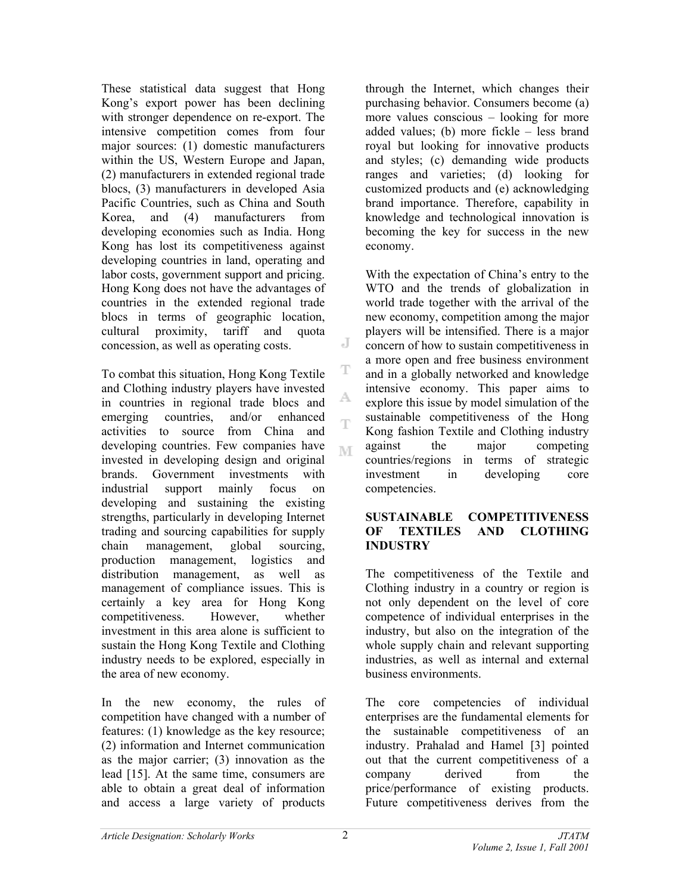These statistical data suggest that Hong Kong's export power has been declining with stronger dependence on re-export. The intensive competition comes from four major sources: (1) domestic manufacturers within the US, Western Europe and Japan, (2) manufacturers in extended regional trade blocs, (3) manufacturers in developed Asia Pacific Countries, such as China and South Korea, and (4) manufacturers from developing economies such as India. Hong Kong has lost its competitiveness against developing countries in land, operating and labor costs, government support and pricing. Hong Kong does not have the advantages of countries in the extended regional trade blocs in terms of geographic location, cultural proximity, tariff and quota concession, as well as operating costs.

To combat this situation, Hong Kong Textile and Clothing industry players have invested in countries in regional trade blocs and emerging countries, and/or enhanced activities to source from China and developing countries. Few companies have invested in developing design and original brands. Government investments with industrial support mainly focus on developing and sustaining the existing strengths, particularly in developing Internet trading and sourcing capabilities for supply chain management, global sourcing, production management, logistics and distribution management, as well as management of compliance issues. This is certainly a key area for Hong Kong competitiveness. However, whether investment in this area alone is sufficient to sustain the Hong Kong Textile and Clothing industry needs to be explored, especially in the area of new economy.

In the new economy, the rules of competition have changed with a number of features: (1) knowledge as the key resource; (2) information and Internet communication as the major carrier; (3) innovation as the lead [15]. At the same time, consumers are able to obtain a great deal of information and access a large variety of products through the Internet, which changes their purchasing behavior. Consumers become (a) more values conscious – looking for more added values; (b) more fickle – less brand royal but looking for innovative products and styles; (c) demanding wide products ranges and varieties; (d) looking for customized products and (e) acknowledging brand importance. Therefore, capability in knowledge and technological innovation is becoming the key for success in the new economy.

With the expectation of China's entry to the WTO and the trends of globalization in world trade together with the arrival of the new economy, competition among the major players will be intensified. There is a major concern of how to sustain competitiveness in a more open and free business environment and in a globally networked and knowledge intensive economy. This paper aims to explore this issue by model simulation of the sustainable competitiveness of the Hong Kong fashion Textile and Clothing industry against the major competing countries/regions in terms of strategic investment in developing core competencies.

## SUSTAINABLE COMPETITIVENESS OF TEXTILES AND CLOTHING INDUSTRY

The competitiveness of the Textile and Clothing industry in a country or region is not only dependent on the level of core competence of individual enterprises in the industry, but also on the integration of the whole supply chain and relevant supporting industries, as well as internal and external business environments.

The core competencies of individual enterprises are the fundamental elements for the sustainable competitiveness of an industry. Prahalad and Hamel [3] pointed out that the current competitiveness of a company derived from the price/performance of existing products. Future competitiveness derives from the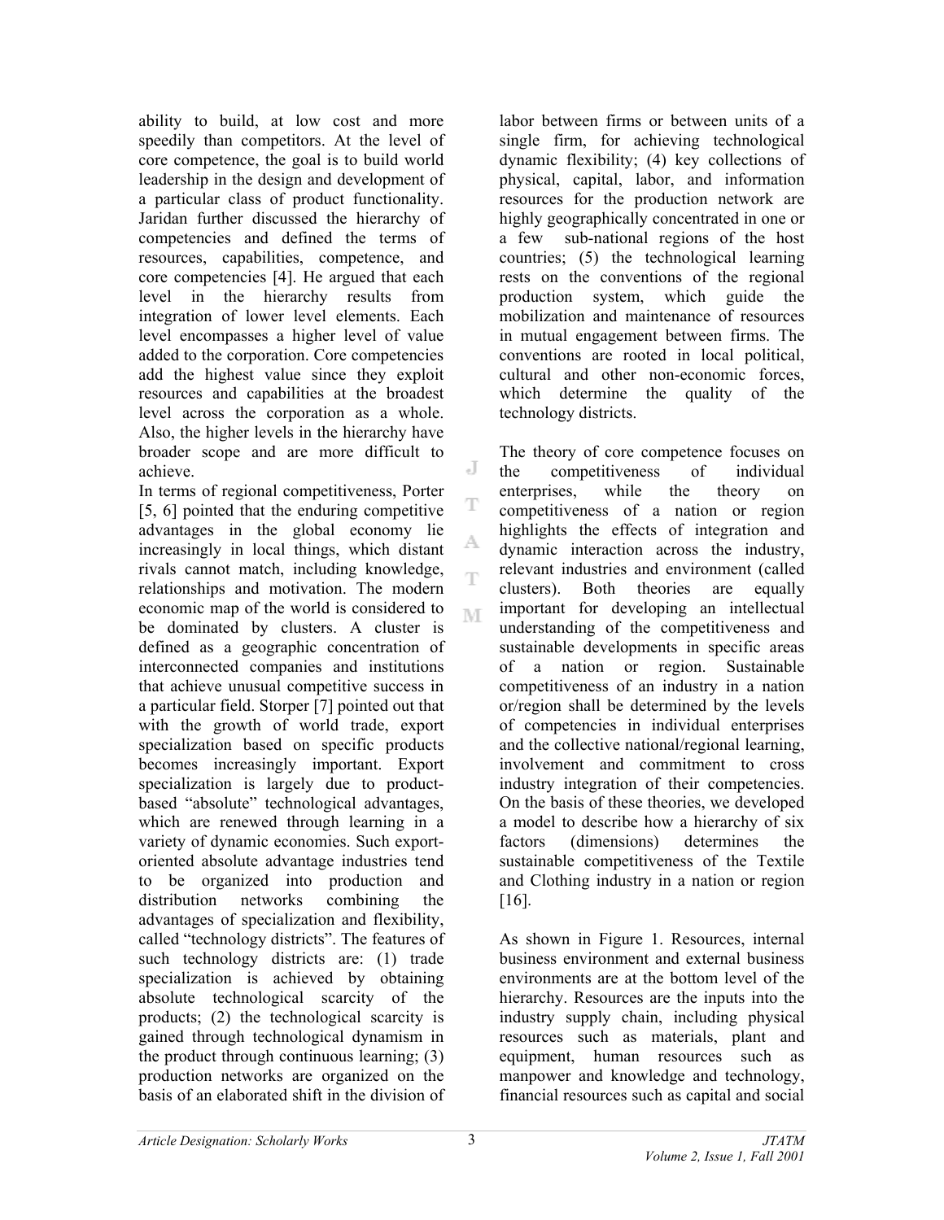ability to build, at low cost and more speedily than competitors. At the level of core competence, the goal is to build world leadership in the design and development of a particular class of product functionality. Jaridan further discussed the hierarchy of competencies and defined the terms of resources, capabilities, competence, and core competencies [4]. He argued that each level in the hierarchy results from integration of lower level elements. Each level encompasses a higher level of value added to the corporation. Core competencies add the highest value since they exploit resources and capabilities at the broadest level across the corporation as a whole. Also, the higher levels in the hierarchy have broader scope and are more difficult to achieve.

In terms of regional competitiveness, Porter [5, 6] pointed that the enduring competitive advantages in the global economy lie increasingly in local things, which distant rivals cannot match, including knowledge, relationships and motivation. The modern economic map of the world is considered to be dominated by clusters. A cluster is defined as a geographic concentration of interconnected companies and institutions that achieve unusual competitive success in a particular field. Storper [7] pointed out that with the growth of world trade, export specialization based on specific products becomes increasingly important. Export specialization is largely due to product-based "absolute" technological advantages, which are renewed through learning in a variety of dynamic economies. Such export-oriented absolute advantage industries tend to be organized into production and distribution networks combining the advantages of specialization and flexibility, called "technology districts". The features of such technology districts are: (1) trade specialization is achieved by obtaining absolute technological scarcity of the products; (2) the technological scarcity is gained through technological dynamism in the product through continuous learning; (3) production networks are organized on the basis of an elaborated shift in the division of labor between firms or between units of a single firm, for achieving technological dynamic flexibility; (4) key collections of physical, capital, labor, and information resources for the production network are highly geographically concentrated in one or a few sub-national regions of the host countries; (5) the technological learning rests on the conventions of the regional production system, which guide the mobilization and maintenance of resources in mutual engagement between firms. The conventions are rooted in local political, cultural and other non-economic forces, which determine the quality of the technology districts.

The theory of core competence focuses on the competitiveness of individual enterprises, while the theory on competitiveness of a nation or region highlights the effects of integration and dynamic interaction across the industry, relevant industries and environment (called clusters). Both theories are equally important for developing an intellectual understanding of the competitiveness and sustainable developments in specific areas of a nation or region. Sustainable competitiveness of an industry in a nation or/region shall be determined by the levels of competencies in individual enterprises and the collective national/regional learning, involvement and commitment to cross industry integration of their competencies. On the basis of these theories, we developed a model to describe how a hierarchy of six factors (dimensions) determines the sustainable competitiveness of the Textile and Clothing industry in a nation or region [16].

As shown in Figure 1. Resources, internal business environment and external business environments are at the bottom level of the hierarchy. Resources are the inputs into the industry supply chain, including physical resources such as materials, plant and equipment, human resources such as manpower and knowledge and technology, financial resources such as capital and social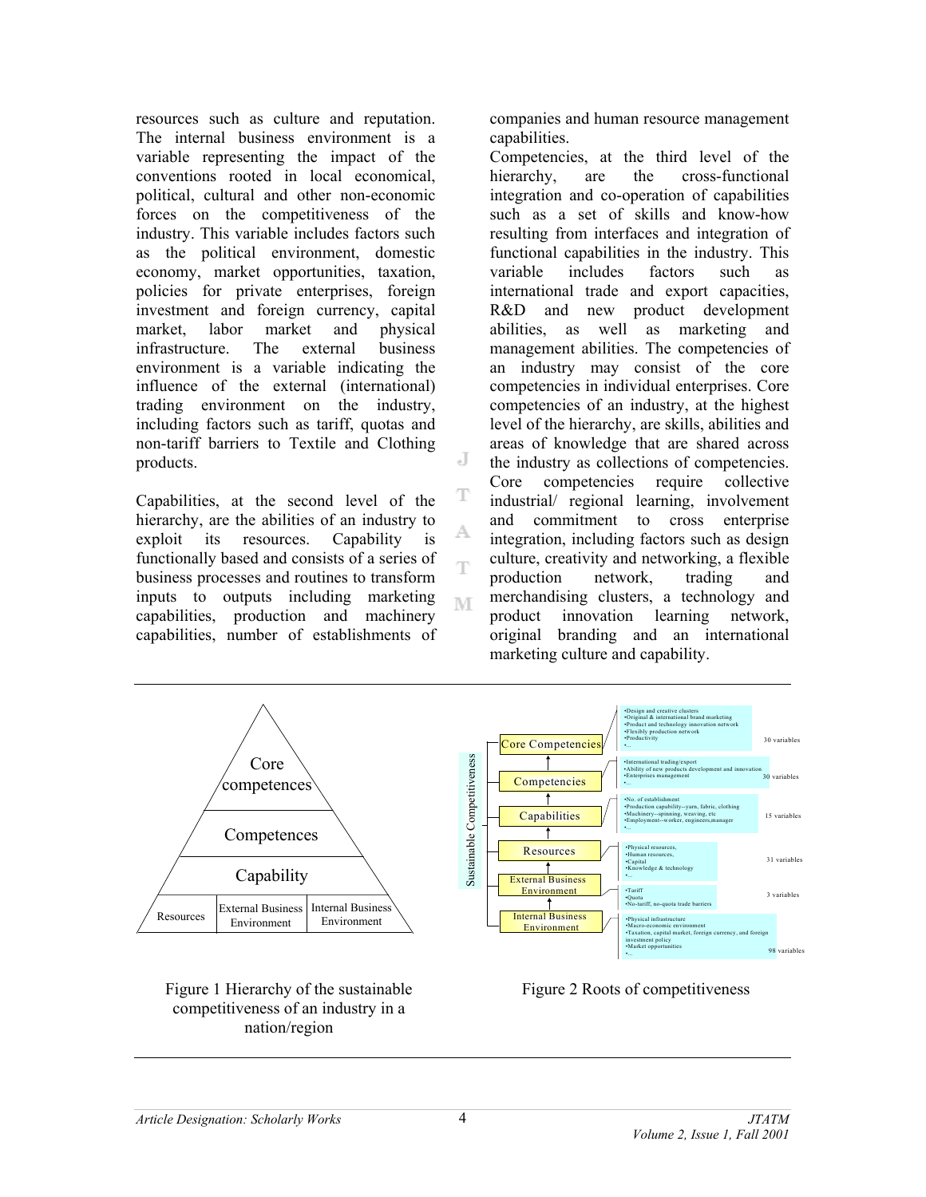resources such as culture and reputation. The internal business environment is a variable representing the impact of the conventions rooted in local economical, political, cultural and other non-economic forces on the competitiveness of the industry. This variable includes factors such as the political environment, domestic economy, market opportunities, taxation, policies for private enterprises, foreign investment and foreign currency, capital market, labor market and physical infrastructure. The external business environment is a variable indicating the influence of the external (international) trading environment on the industry, including factors such as tariff, quotas and non-tariff barriers to Textile and Clothing products.

Capabilities, at the second level of the hierarchy, are the abilities of an industry to exploit its resources. Capability is functionally based and consists of a series of business processes and routines to transform inputs to outputs including marketing capabilities, production and machinery capabilities, number of establishments of companies and human resource management capabilities.

Competencies, at the third level of the hierarchy, are the cross-functional integration and co-operation of capabilities such as a set of skills and know-how resulting from interfaces and integration of functional capabilities in the industry. This variable includes factors such as international trade and export capacities, R&D and new product development abilities, as well as marketing and management abilities. The competencies of an industry may consist of the core competencies in individual enterprises. Core competencies of an industry, at the highest level of the hierarchy, are skills, abilities and areas of knowledge that are shared across the industry as collections of competencies. Core competencies require collective industrial/ regional learning, involvement and commitment to cross enterprise integration, including factors such as design culture, creativity and networking, a flexible production network, trading and merchandising clusters, a technology and product innovation learning network, original branding and an international marketing culture and capability.

Figure 1 Hierarchy of the sustainable competitiveness of an industry in a nation/region

Figure 2 Roots of competitiveness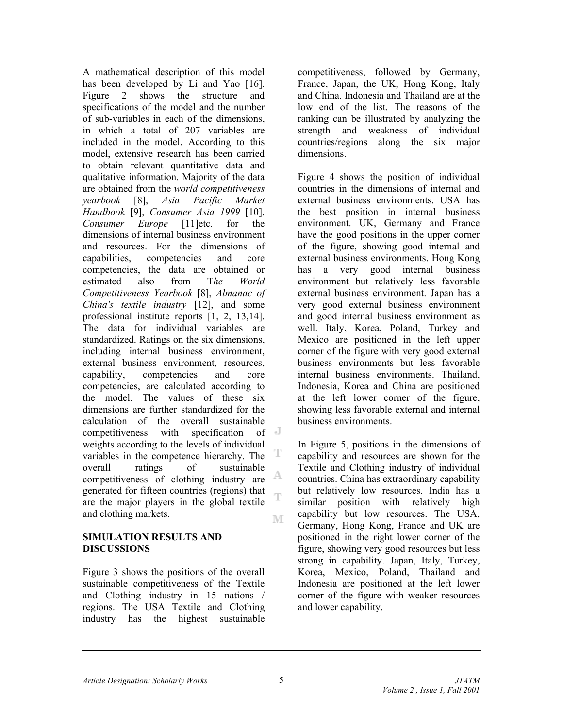A mathematical description of this model has been developed by Li and Yao [16]. Figure 2 shows the structure and specifications of the model and the number of sub-variables in each of the dimensions, in which a total of 207 variables are included in the model. According to this model, extensive research has been carried to obtain relevant quantitative data and qualitative information. Majority of the data are obtained from the *world competitiveness yearbook* [8], *Asia Pacific Market Handbook* [9], *Consumer Asia 1999* [10], *Consumer Europe* [11]etc. for the dimensions of internal business environment and resources. For the dimensions of capabilities, competencies and core competencies, the data are obtained or estimated also from T*he World Competitiveness Yearbook* [8], *Almanac of China's textile industry* [12], and some professional institute reports [1, 2, 13,14]. The data for individual variables are standardized. Ratings on the six dimensions, including internal business environment, external business environment, resources, capability, competencies and core competencies, are calculated according to the model. The values of these six dimensions are further standardized for the calculation of the overall sustainable competitiveness with specification of weights according to the levels of individual variables in the competence hierarchy. The overall ratings of sustainable competitiveness of clothing industry are generated for fifteen countries (regions) that are the major players in the global textile and clothing markets.

## SIMULATION RESULTS AND DISCUSSIONS

Figure 3 shows the positions of the overall sustainable competitiveness of the Textile and Clothing industry in 15 nations / regions. The USA Textile and Clothing industry has the highest sustainable competitiveness, followed by Germany, France, Japan, the UK, Hong Kong, Italy and China. Indonesia and Thailand are at the low end of the list. The reasons of the ranking can be illustrated by analyzing the strength and weakness of individual countries/regions along the six major dimensions.

Figure 4 shows the position of individual countries in the dimensions of internal and external business environments. USA has the best position in internal business environment. UK, Germany and France have the good positions in the upper corner of the figure, showing good internal and external business environments. Hong Kong has a very good internal business environment but relatively less favorable external business environment. Japan has a very good external business environment and good internal business environment as well. Italy, Korea, Poland, Turkey and Mexico are positioned in the left upper corner of the figure with very good external business environments but less favorable internal business environments. Thailand, Indonesia, Korea and China are positioned at the left lower corner of the figure, showing less favorable external and internal business environments.

In Figure 5, positions in the dimensions of capability and resources are shown for the Textile and Clothing industry of individual countries. China has extraordinary capability but relatively low resources. India has a similar position with relatively high capability but low resources. The USA, Germany, Hong Kong, France and UK are positioned in the right lower corner of the figure, showing very good resources but less strong in capability. Japan, Italy, Turkey, Korea, Mexico, Poland, Thailand and Indonesia are positioned at the left lower corner of the figure with weaker resources and lower capability.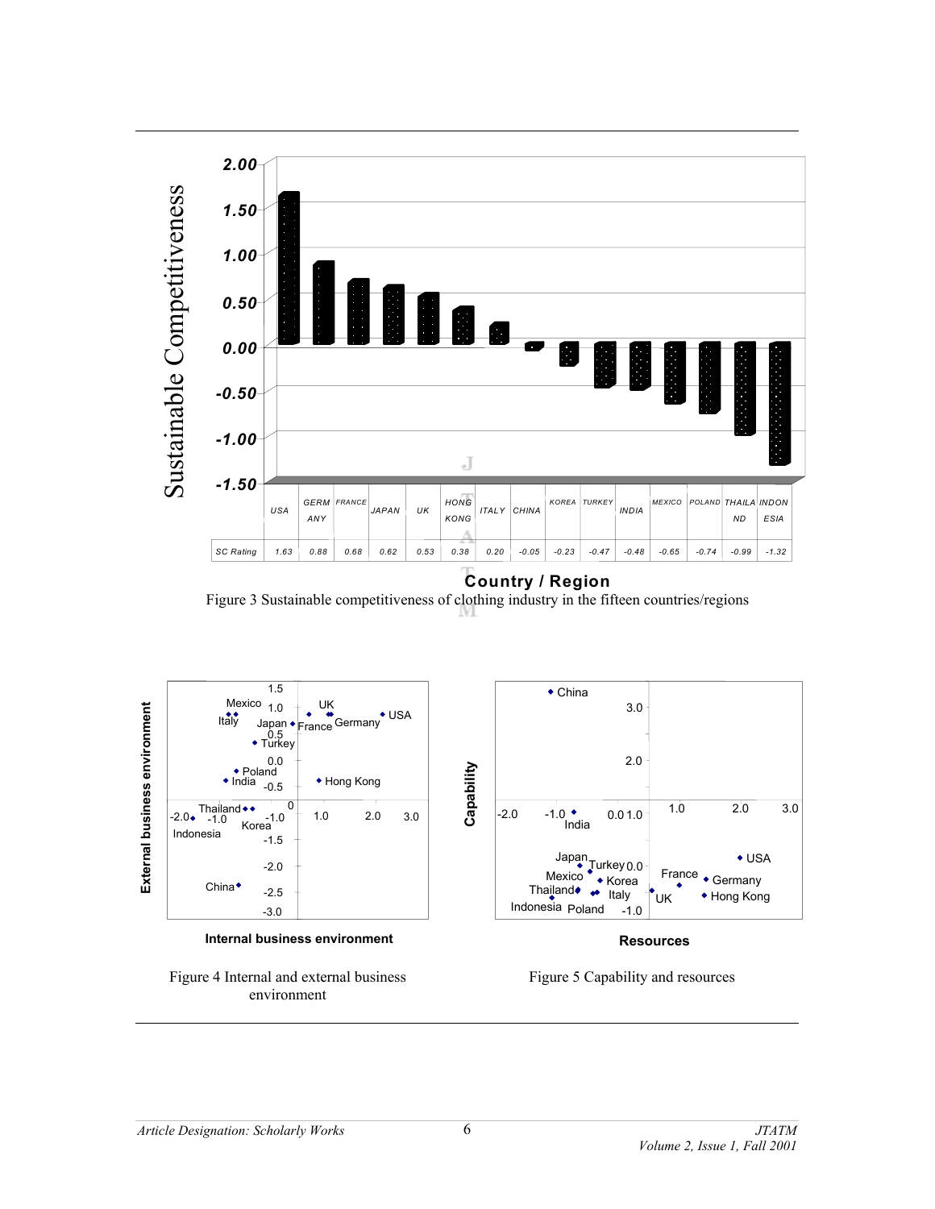| Country / Region | USA | GERMANY | FRANCE | JAPAN | UK | HONG KONG | ITALY | CHINA | KOREA | TURKEY | INDIA | MEXICO | POLAND | THAILAND | INDONESIA |
|---|---|---|---|---|---|---|---|---|---|---|---|---|---|---|---|
| SC Rating | 1.63 | 0.88 | 0.68 | 0.62 | 0.53 | 0.38 | 0.20 | -0.05 | -0.23 | -0.47 | -0.48 | -0.65 | -0.74 | -0.99 | -1.32 |

Figure 3 Sustainable competitiveness of clothing industry in the fifteen countries/regions

Figure 4 Internal and external business environment

Figure 5 Capability and resources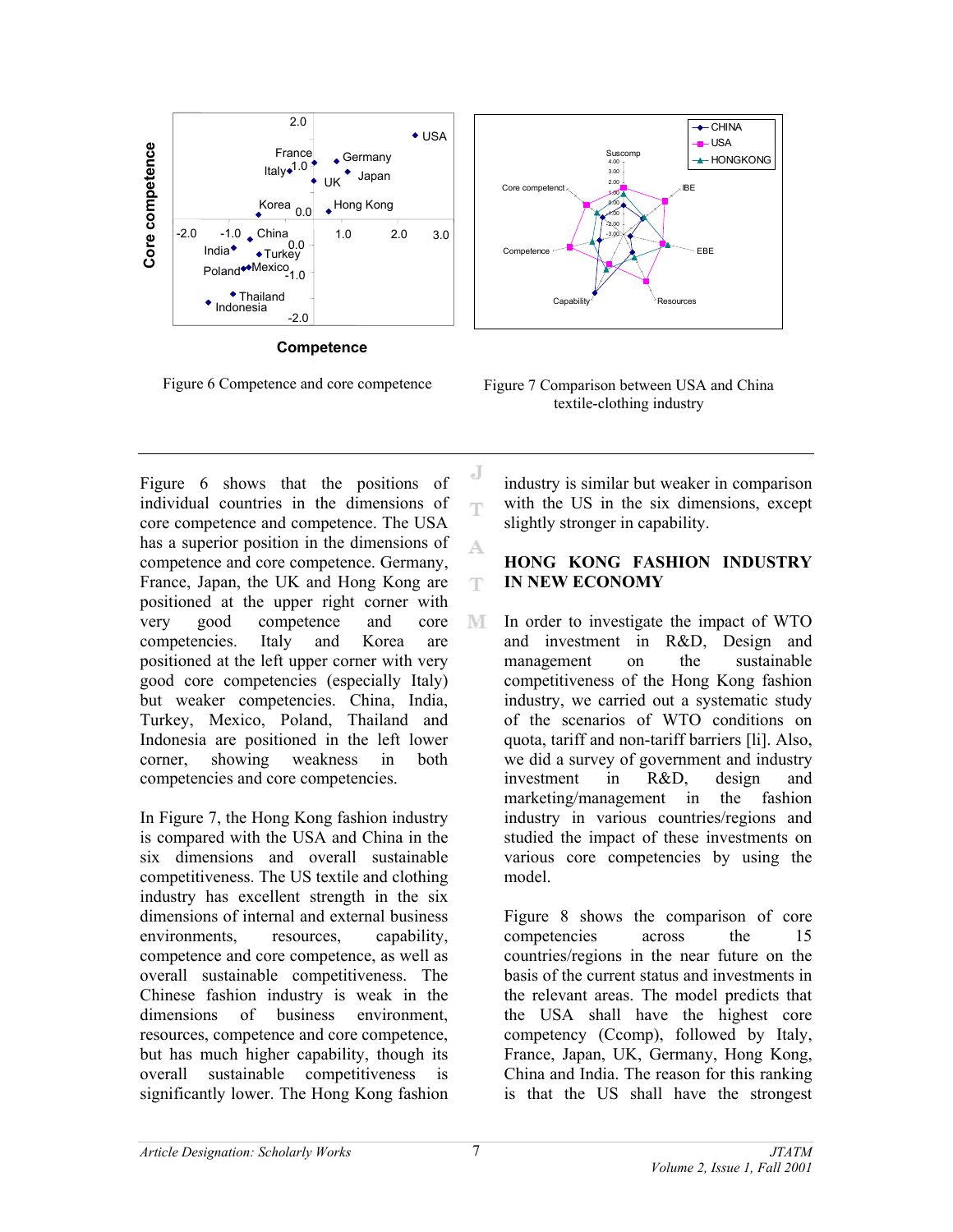Figure 6 Competence and core competence

Figure 7 Comparison between USA and China textile-clothing industry

Figure 6 shows that the positions of individual countries in the dimensions of core competence and competence. The USA has a superior position in the dimensions of competence and core competence. Germany, France, Japan, the UK and Hong Kong are positioned at the upper right corner with very good competence and core competencies. Italy and Korea are positioned at the left upper corner with very good core competencies (especially Italy) but weaker competencies. China, India, Turkey, Mexico, Poland, Thailand and Indonesia are positioned in the left lower corner, showing weakness in both competencies and core competencies.

In Figure 7, the Hong Kong fashion industry is compared with the USA and China in the six dimensions and overall sustainable competitiveness. The US textile and clothing industry has excellent strength in the six dimensions of internal and external business environments, resources, capability, competence and core competence, as well as overall sustainable competitiveness. The Chinese fashion industry is weak in the dimensions of business environment, resources, competence and core competence, but has much higher capability, though its overall sustainable competitiveness is significantly lower. The Hong Kong fashion industry is similar but weaker in comparison with the US in the six dimensions, except slightly stronger in capability.

## HONG KONG FASHION INDUSTRY IN NEW ECONOMY

In order to investigate the impact of WTO and investment in R&D, Design and management on the sustainable competitiveness of the Hong Kong fashion industry, we carried out a systematic study of the scenarios of WTO conditions on quota, tariff and non-tariff barriers [li]. Also, we did a survey of government and industry investment in R&D, design and marketing/management in the fashion industry in various countries/regions and studied the impact of these investments on various core competencies by using the model.

Figure 8 shows the comparison of core competencies across the 15 countries/regions in the near future on the basis of the current status and investments in the relevant areas. The model predicts that the USA shall have the highest core competency (Ccomp), followed by Italy, France, Japan, UK, Germany, Hong Kong, China and India. The reason for this ranking is that the US shall have the strongest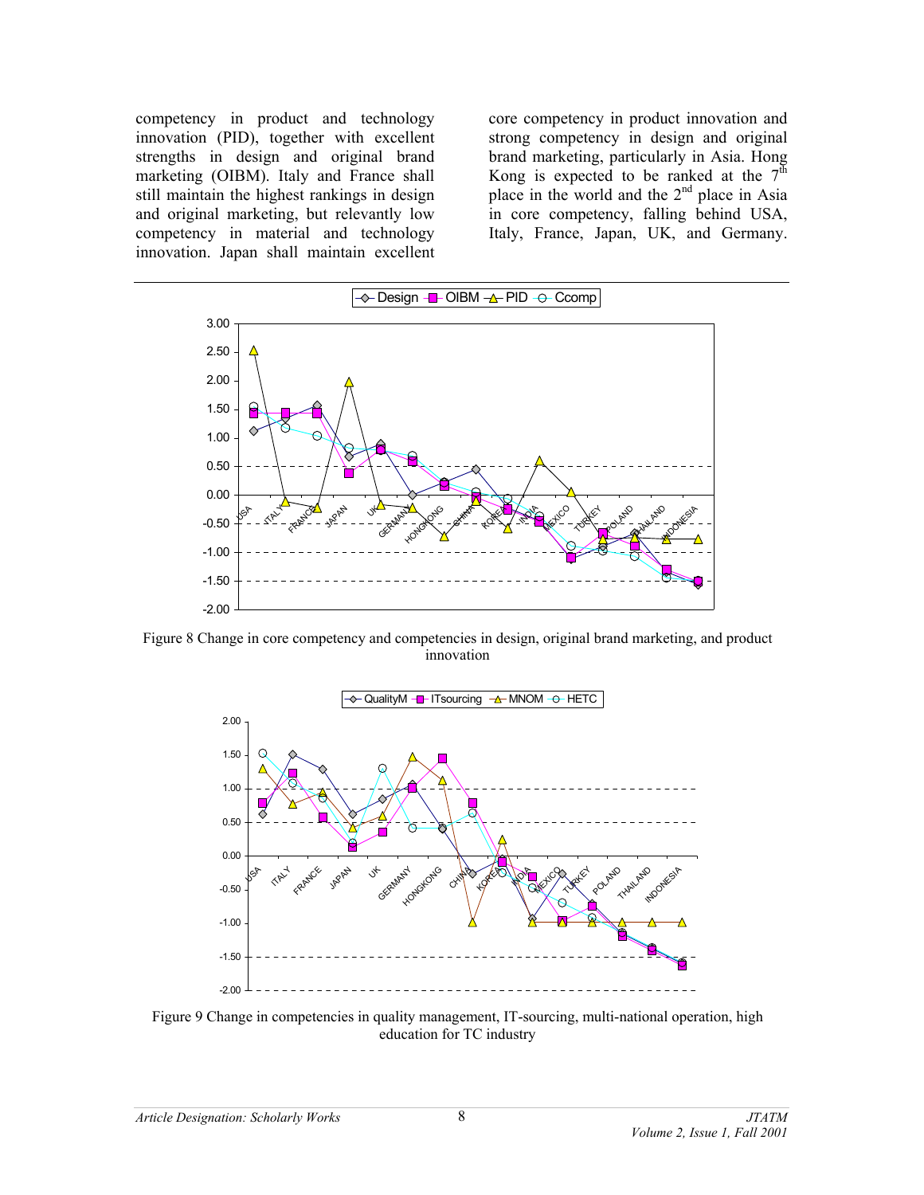competency in product and technology innovation (PID), together with excellent strengths in design and original brand marketing (OIBM). Italy and France shall still maintain the highest rankings in design and original marketing, but relevantly low competency in material and technology innovation. Japan shall maintain excellent core competency in product innovation and strong competency in design and original brand marketing, particularly in Asia. Hong Kong is expected to be ranked at the 7th place in the world and the 2nd place in Asia in core competency, falling behind USA, Italy, France, Japan, UK, and Germany.

Figure 8 Change in core competency and competencies in design, original brand marketing, and product innovation

Figure 9 Change in competencies in quality management, IT-sourcing, multi-national operation, high education for TC industry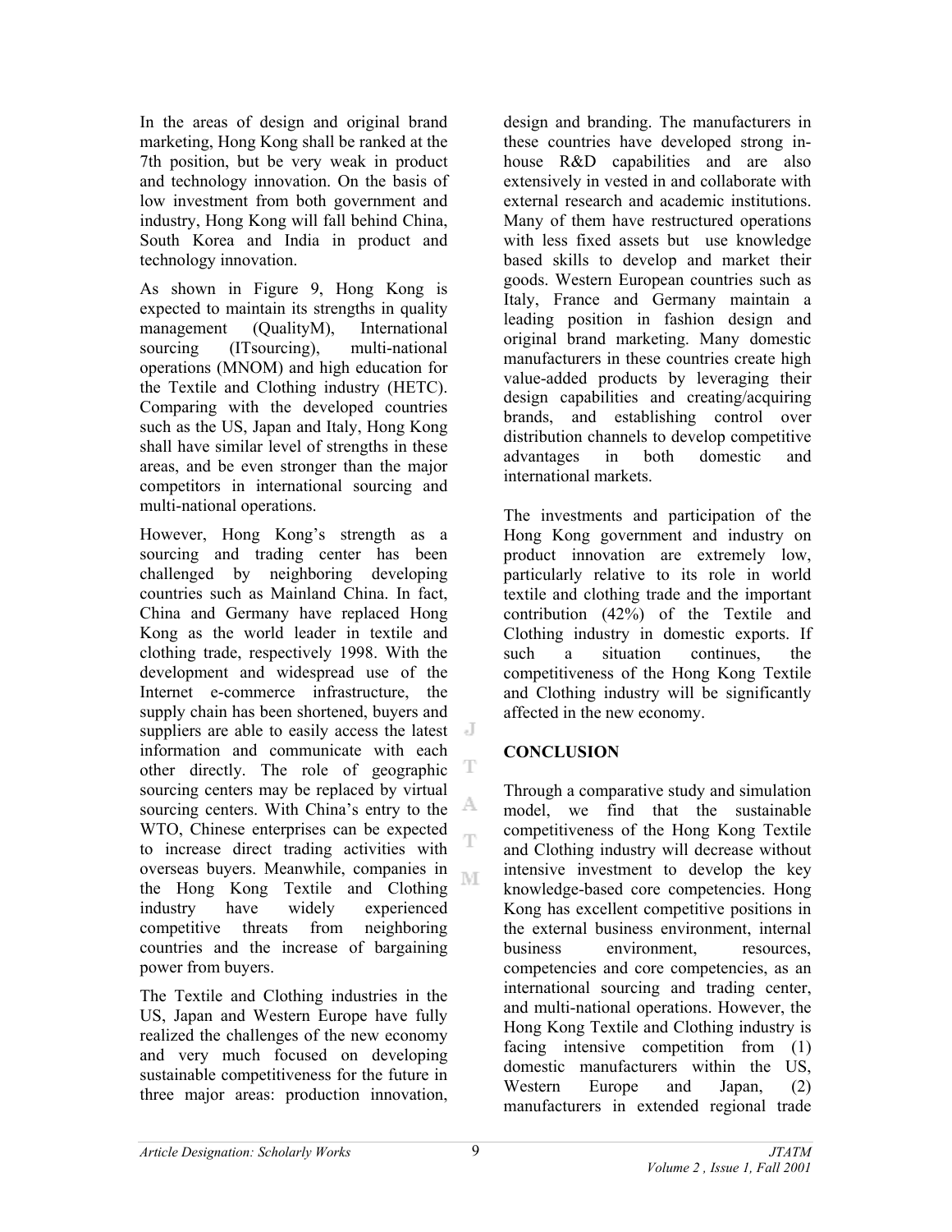In the areas of design and original brand marketing, Hong Kong shall be ranked at the 7th position, but be very weak in product and technology innovation. On the basis of low investment from both government and industry, Hong Kong will fall behind China, South Korea and India in product and technology innovation.

As shown in Figure 9, Hong Kong is expected to maintain its strengths in quality management (QualityM), International sourcing (ITsourcing), multi-national operations (MNOM) and high education for the Textile and Clothing industry (HETC). Comparing with the developed countries such as the US, Japan and Italy, Hong Kong shall have similar level of strengths in these areas, and be even stronger than the major competitors in international sourcing and multi-national operations.

However, Hong Kong's strength as a sourcing and trading center has been challenged by neighboring developing countries such as Mainland China. In fact, China and Germany have replaced Hong Kong as the world leader in textile and clothing trade, respectively 1998. With the development and widespread use of the Internet e-commerce infrastructure, the supply chain has been shortened, buyers and suppliers are able to easily access the latest information and communicate with each other directly. The role of geographic sourcing centers may be replaced by virtual sourcing centers. With China's entry to the WTO, Chinese enterprises can be expected to increase direct trading activities with overseas buyers. Meanwhile, companies in the Hong Kong Textile and Clothing industry have widely experienced competitive threats from neighboring countries and the increase of bargaining power from buyers.

The Textile and Clothing industries in the US, Japan and Western Europe have fully realized the challenges of the new economy and very much focused on developing sustainable competitiveness for the future in three major areas: production innovation, design and branding. The manufacturers in these countries have developed strong in-house R&D capabilities and are also extensively in vested in and collaborate with external research and academic institutions. Many of them have restructured operations with less fixed assets but use knowledge based skills to develop and market their goods. Western European countries such as Italy, France and Germany maintain a leading position in fashion design and original brand marketing. Many domestic manufacturers in these countries create high value-added products by leveraging their design capabilities and creating/acquiring brands, and establishing control over distribution channels to develop competitive advantages in both domestic and international markets.

The investments and participation of the Hong Kong government and industry on product innovation are extremely low, particularly relative to its role in world textile and clothing trade and the important contribution (42%) of the Textile and Clothing industry in domestic exports. If such a situation continues, the competitiveness of the Hong Kong Textile and Clothing industry will be significantly affected in the new economy.

## CONCLUSION

Through a comparative study and simulation model, we find that the sustainable competitiveness of the Hong Kong Textile and Clothing industry will decrease without intensive investment to develop the key knowledge-based core competencies. Hong Kong has excellent competitive positions in the external business environment, internal business environment, resources, competencies and core competencies, as an international sourcing and trading center, and multi-national operations. However, the Hong Kong Textile and Clothing industry is facing intensive competition from (1) domestic manufacturers within the US, Western Europe and Japan, (2) manufacturers in extended regional trade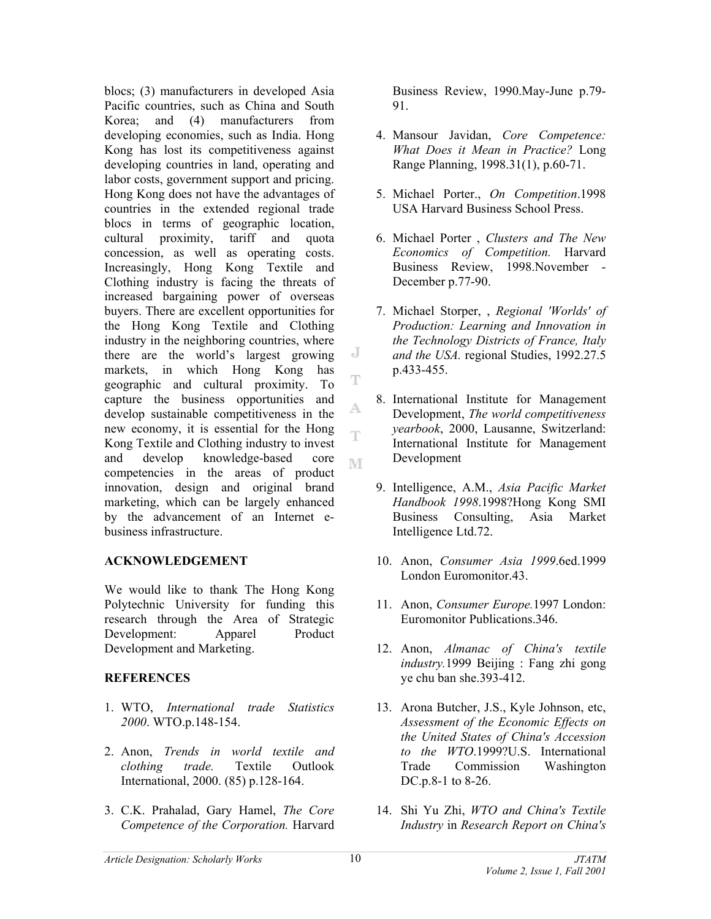blocs; (3) manufacturers in developed Asia Pacific countries, such as China and South Korea; and (4) manufacturers from developing economies, such as India. Hong Kong has lost its competitiveness against developing countries in land, operating and labor costs, government support and pricing. Hong Kong does not have the advantages of countries in the extended regional trade blocs in terms of geographic location, cultural proximity, tariff and quota concession, as well as operating costs. Increasingly, Hong Kong Textile and Clothing industry is facing the threats of increased bargaining power of overseas buyers. There are excellent opportunities for the Hong Kong Textile and Clothing industry in the neighboring countries, where there are the world's largest growing markets, in which Hong Kong has geographic and cultural proximity. To capture the business opportunities and develop sustainable competitiveness in the new economy, it is essential for the Hong Kong Textile and Clothing industry to invest and develop knowledge-based core competencies in the areas of product innovation, design and original brand marketing, which can be largely enhanced by the advancement of an Internet e-business infrastructure.

## ACKNOWLEDGEMENT

We would like to thank The Hong Kong Polytechnic University for funding this research through the Area of Strategic Development: Apparel Product Development and Marketing.

## REFERENCES

1. WTO, *International trade Statistics 2000*. WTO.p.148-154.
2. Anon, *Trends in world textile and clothing trade.* Textile Outlook International, 2000. (85) p.128-164.
3. C.K. Prahalad, Gary Hamel, *The Core Competence of the Corporation.* Harvard Business Review, 1990.May-June p.79-91.
4. Mansour Javidan, *Core Competence: What Does it Mean in Practice?* Long Range Planning, 1998.31(1), p.60-71.
5. Michael Porter., *On Competition*.1998 USA Harvard Business School Press.
6. Michael Porter , *Clusters and The New Economics of Competition.* Harvard Business Review, 1998.November - December p.77-90.
7. Michael Storper, , *Regional 'Worlds' of Production: Learning and Innovation in the Technology Districts of France, Italy and the USA.* regional Studies, 1992.27.5 p.433-455.
8. International Institute for Management Development, *The world competitiveness yearbook*, 2000, Lausanne, Switzerland: International Institute for Management Development
9. Intelligence, A.M., *Asia Pacific Market Handbook 1998*.1998?Hong Kong SMI Business Consulting, Asia Market Intelligence Ltd.72.
10. Anon, *Consumer Asia 1999*.6ed.1999 London Euromonitor.43.
11. Anon, *Consumer Europe.*1997 London: Euromonitor Publications.346.
12. Anon, *Almanac of China's textile industry.*1999 Beijing : Fang zhi gong ye chu ban she.393-412.
13. Arona Butcher, J.S., Kyle Johnson, etc, *Assessment of the Economic Effects on the United States of China's Accession to the WTO*.1999?U.S. International Trade Commission Washington DC.p.8-1 to 8-26.
14. Shi Yu Zhi, *WTO and China's Textile Industry* in *Research Report on China's*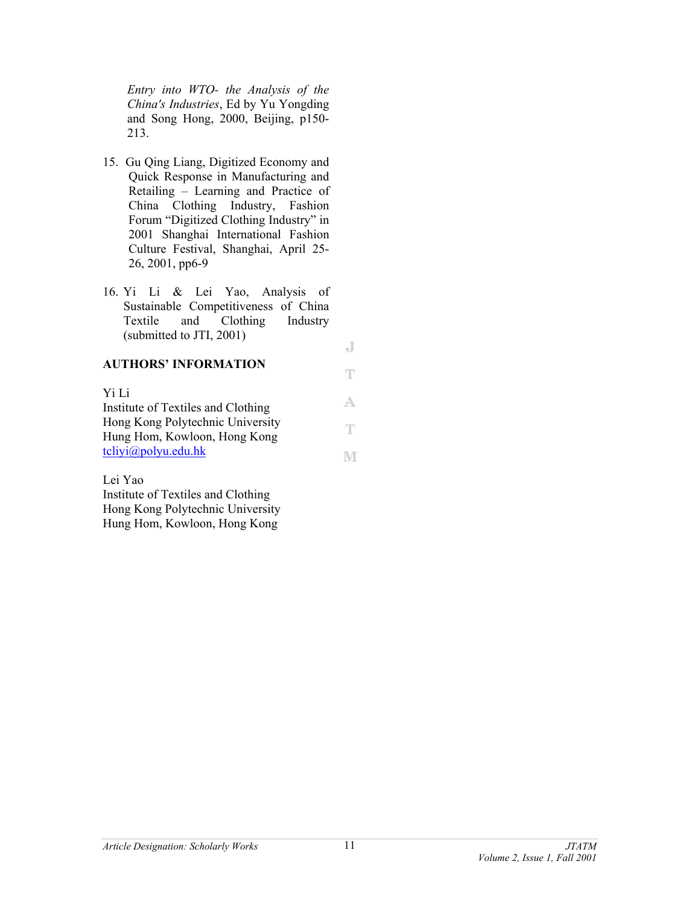*Entry into WTO- the Analysis of the China's Industries*, Ed by Yu Yongding and Song Hong, 2000, Beijing, p150-213.

15. Gu Qing Liang, Digitized Economy and Quick Response in Manufacturing and Retailing – Learning and Practice of China Clothing Industry, Fashion Forum "Digitized Clothing Industry" in 2001 Shanghai International Fashion Culture Festival, Shanghai, April 25-26, 2001, pp6-9

16. Yi Li & Lei Yao, Analysis of Sustainable Competitiveness of China Textile and Clothing Industry (submitted to JTI, 2001)

**AUTHORS' INFORMATION**

Yi Li
Institute of Textiles and Clothing
Hong Kong Polytechnic University
Hung Hom, Kowloon, Hong Kong
tcliyi@polyu.edu.hk

Lei Yao
Institute of Textiles and Clothing
Hong Kong Polytechnic University
Hung Hom, Kowloon, Hong Kong